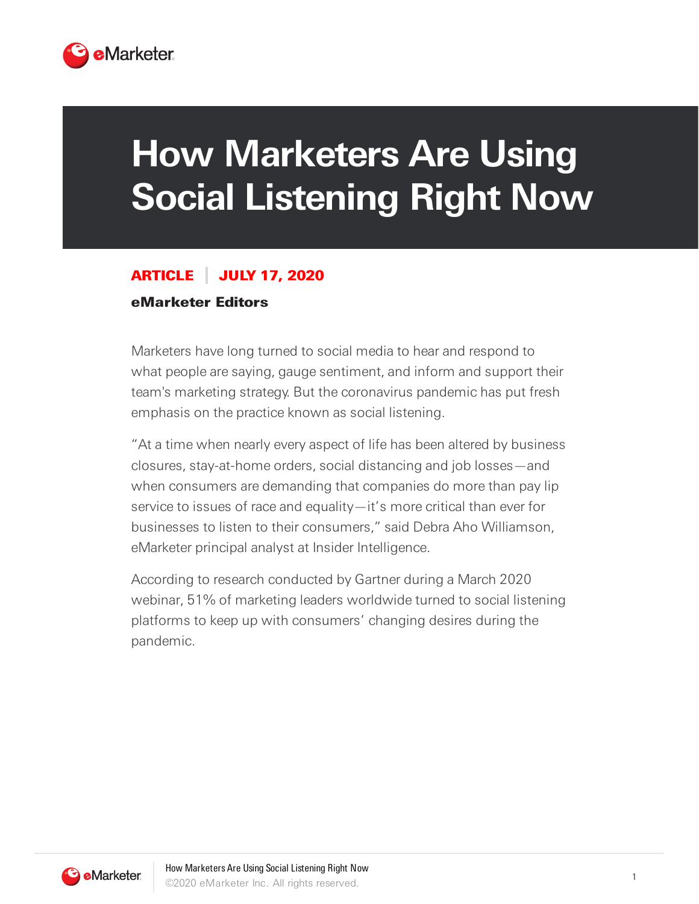# How Marketers Are Using Social Listening Right Now

**ARTICLE | JULY 17, 2020**

**eMarketer Editors**

Marketers have long turned to social media to hear and respond to what people are saying, gauge sentiment, and inform and support their team's marketing strategy. But the coronavirus pandemic has put fresh emphasis on the practice known as social listening.

"At a time when nearly every aspect of life has been altered by business closures, stay-at-home orders, social distancing and job losses—and when consumers are demanding that companies do more than pay lip service to issues of race and equality—it's more critical than ever for businesses to listen to their consumers," said Debra Aho Williamson, eMarketer principal analyst at Insider Intelligence.

According to research conducted by Gartner during a March 2020 webinar, 51% of marketing leaders worldwide turned to social listening platforms to keep up with consumers' changing desires during the pandemic.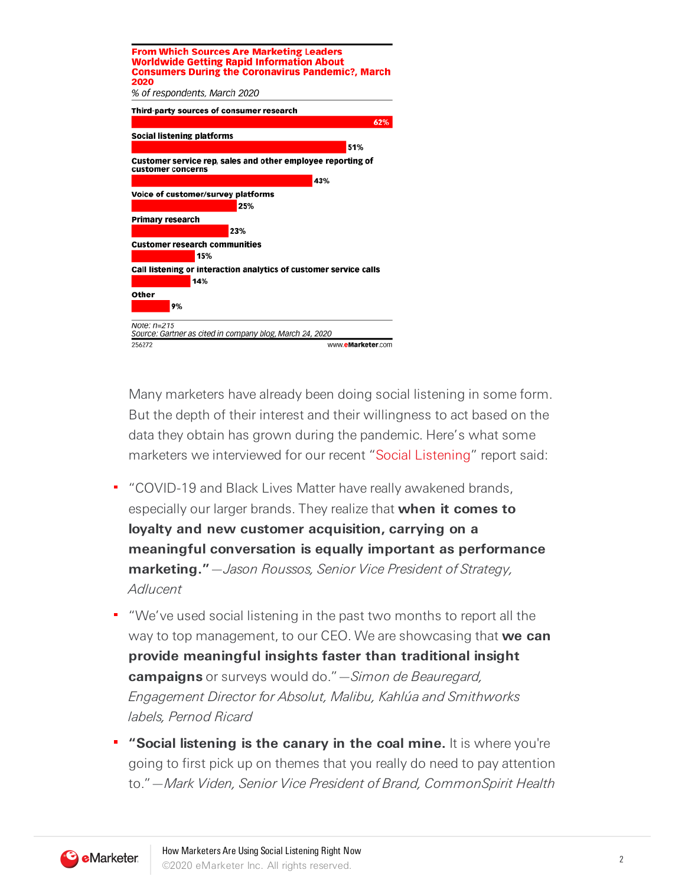**From Which Sources Are Marketing Leaders Worldwide Getting Rapid Information About Consumers During the Coronavirus Pandemic?, March 2020**

*% of respondents, March 2020*

| Source | % of respondents |
|---|---|
| Third-party sources of consumer research | 62% |
| Social listening platforms | 51% |
| Customer service rep, sales and other employee reporting of customer concerns | 43% |
| Voice of customer/survey platforms | 25% |
| Primary research | 23% |
| Customer research communities | 15% |
| Call listening or interaction analytics of customer service calls | 14% |
| Other | 9% |

*Note: n=215*
*Source: Gartner as cited in company blog, March 24, 2020*
256272 www.eMarketer.com

Many marketers have already been doing social listening in some form. But the depth of their interest and their willingness to act based on the data they obtain has grown during the pandemic. Here's what some marketers we interviewed for our recent "Social Listening" report said:

- "COVID-19 and Black Lives Matter have really awakened brands, especially our larger brands. They realize that **when it comes to loyalty and new customer acquisition, carrying on a meaningful conversation is equally important as performance marketing."** *—Jason Roussos, Senior Vice President of Strategy, Adlucent*
- "We've used social listening in the past two months to report all the way to top management, to our CEO. We are showcasing that **we can provide meaningful insights faster than traditional insight campaigns** or surveys would do." *—Simon de Beauregard, Engagement Director for Absolut, Malibu, Kahlúa and Smithworks labels, Pernod Ricard*
- **"Social listening is the canary in the coal mine.** It is where you're going to first pick up on themes that you really do need to pay attention to." *—Mark Viden, Senior Vice President of Brand, CommonSpirit Health*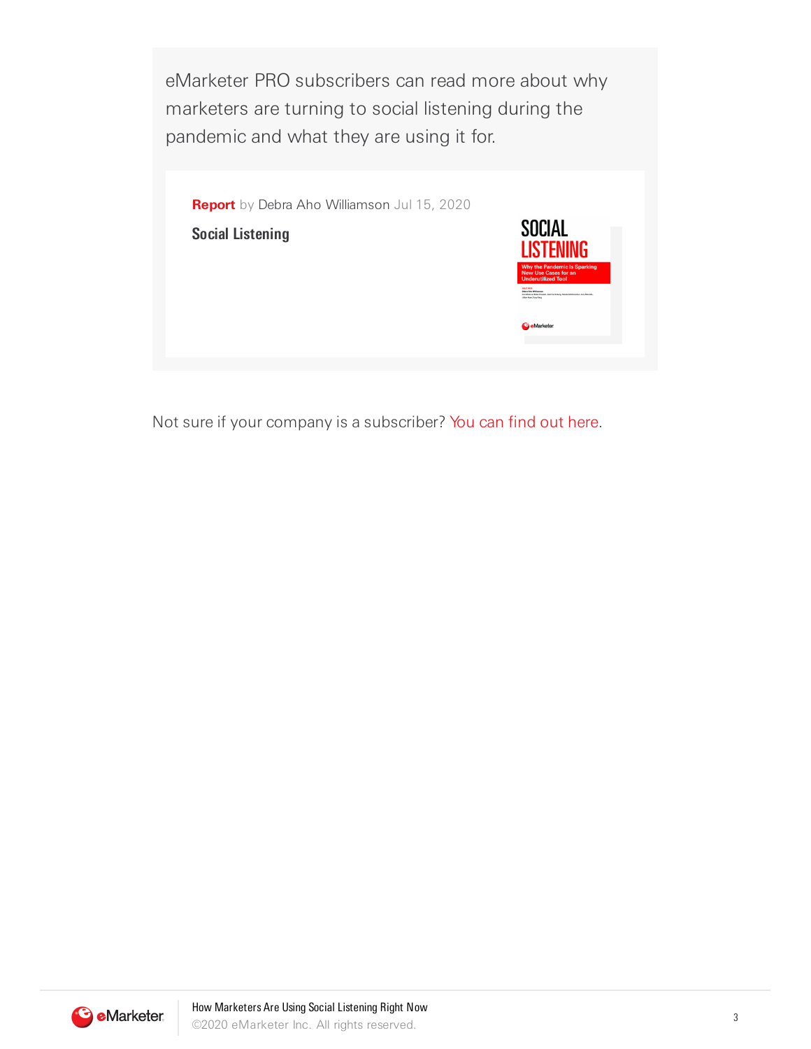eMarketer PRO subscribers can read more about why marketers are turning to social listening during the pandemic and what they are using it for.

**Report** by Debra Aho Williamson Jul 15, 2020

**Social Listening**

Not sure if your company is a subscriber? You can find out here.